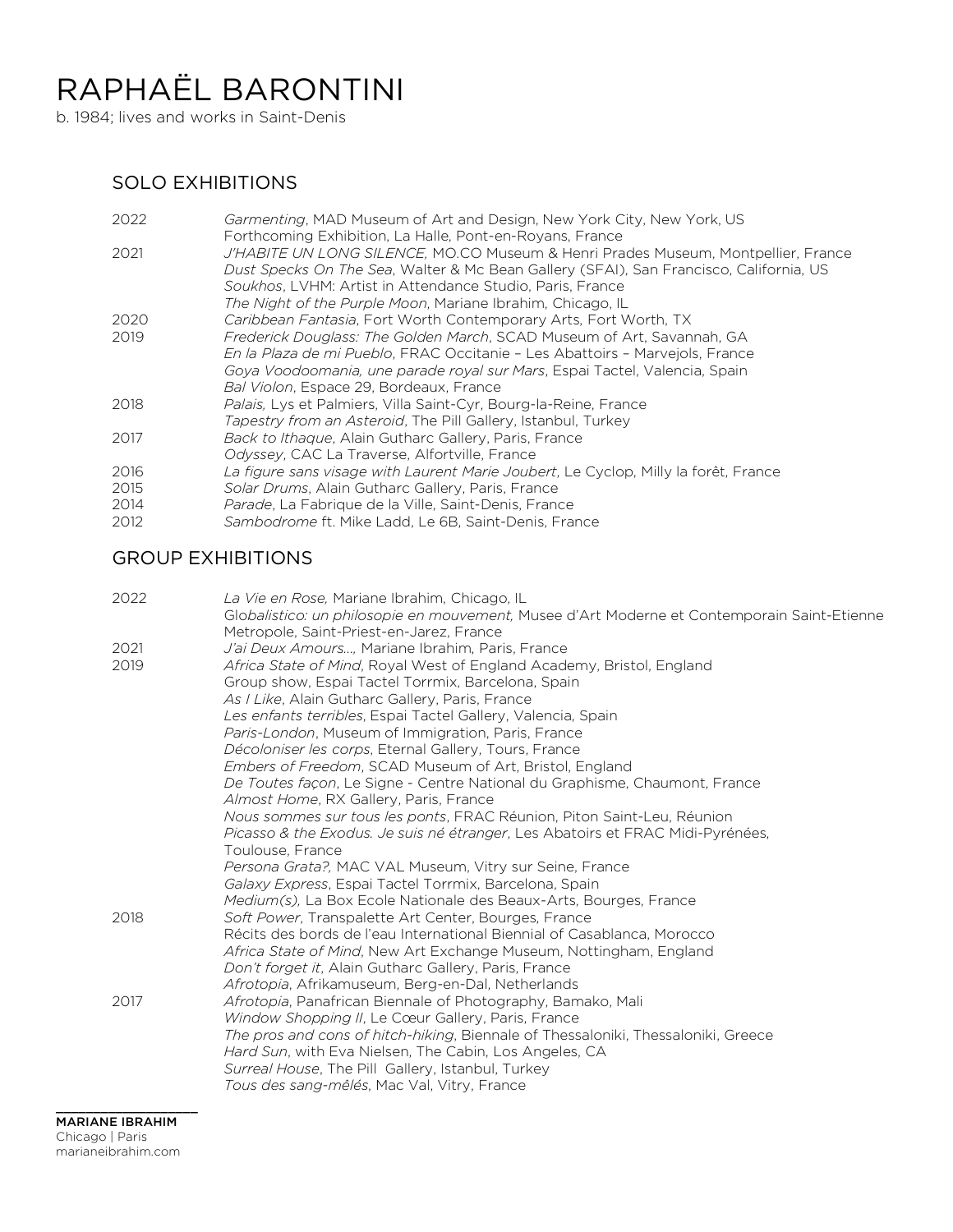# RAPHAËL BARONTINI

b. 1984; lives and works in Saint-Denis

## SOLO EXHIBITIONS

| | |
|---|---|
| 2022 | *Garmenting*, MAD Museum of Art and Design, New York City, New York, US |
| | Forthcoming Exhibition, La Halle, Pont-en-Royans, France |
| 2021 | *J'HABITE UN LONG SILENCE,* MO.CO Museum & Henri Prades Museum, Montpellier, France |
| | *Dust Specks On The Sea*, Walter & Mc Bean Gallery (SFAI), San Francisco, California, US |
| | *Soukhos*, LVHM: Artist in Attendance Studio, Paris, France |
| | *The Night of the Purple Moon*, Mariane Ibrahim, Chicago, IL |
| 2020 | *Caribbean Fantasia*, Fort Worth Contemporary Arts, Fort Worth, TX |
| 2019 | *Frederick Douglass: The Golden March*, SCAD Museum of Art, Savannah, GA |
| | *En la Plaza de mi Pueblo*, FRAC Occitanie – Les Abattoirs – Marvejols, France |
| | *Goya Voodoomania, une parade royal sur Mars*, Espai Tactel, Valencia, Spain |
| | *Bal Violon*, Espace 29, Bordeaux, France |
| 2018 | *Palais,* Lys et Palmiers, Villa Saint-Cyr, Bourg-la-Reine, France |
| | *Tapestry from an Asteroid*, The Pill Gallery, Istanbul, Turkey |
| 2017 | *Back to Ithaque*, Alain Gutharc Gallery, Paris, France |
| | *Odyssey*, CAC La Traverse, Alfortville, France |
| 2016 | *La figure sans visage with Laurent Marie Joubert*, Le Cyclop, Milly la forêt, France |
| 2015 | *Solar Drums*, Alain Gutharc Gallery, Paris, France |
| 2014 | *Parade*, La Fabrique de la Ville, Saint-Denis, France |
| 2012 | *Sambodrome* ft. Mike Ladd, Le 6B, Saint-Denis, France |

## GROUP EXHIBITIONS

| | |
|---|---|
| 2022 | *La Vie en Rose,* Mariane Ibrahim, Chicago, IL |
| | Glo*balistico: un philosopie en mouvement*, Musee d'Art Moderne et Contemporain Saint-Etienne Metropole, Saint-Priest-en-Jarez, France |
| 2021 | *J'ai Deux Amours...,* Mariane Ibrahim, Paris, France |
| 2019 | *Africa State of Mind*, Royal West of England Academy, Bristol, England |
| | Group show, Espai Tactel Torrmix, Barcelona, Spain |
| | *As I Like*, Alain Gutharc Gallery, Paris, France |
| | *Les enfants terribles*, Espai Tactel Gallery, Valencia, Spain |
| | *Paris-London*, Museum of Immigration, Paris, France |
| | *Décoloniser les corps*, Eternal Gallery, Tours, France |
| | *Embers of Freedom*, SCAD Museum of Art, Bristol, England |
| | *De Toutes façon*, Le Signe - Centre National du Graphisme, Chaumont, France |
| | *Almost Home*, RX Gallery, Paris, France |
| | *Nous sommes sur tous les ponts*, FRAC Réunion, Piton Saint-Leu, Réunion |
| | *Picasso & the Exodus. Je suis né étranger*, Les Abatoirs et FRAC Midi-Pyrénées, Toulouse, France |
| | *Persona Grata?,* MAC VAL Museum, Vitry sur Seine, France |
| | *Galaxy Express*, Espai Tactel Torrmix, Barcelona, Spain |
| | *Medium(s),* La Box Ecole Nationale des Beaux-Arts, Bourges, France |
| 2018 | *Soft Power*, Transpalette Art Center, Bourges, France |
| | Récits des bords de l'eau International Biennial of Casablanca, Morocco |
| | *Africa State of Mind*, New Art Exchange Museum, Nottingham, England |
| | *Don't forget it*, Alain Gutharc Gallery, Paris, France |
| | *Afrotopia*, Afrikamuseum, Berg-en-Dal, Netherlands |
| 2017 | *Afrotopia*, Panafrican Biennale of Photography, Bamako, Mali |
| | *Window Shopping II*, Le Cœur Gallery, Paris, France |
| | *The pros and cons of hitch-hiking*, Biennale of Thessaloniki, Thessaloniki, Greece |
| | *Hard Sun*, with Eva Nielsen, The Cabin, Los Angeles, CA |
| | *Surreal House*, The Pill Gallery, Istanbul, Turkey |
| | *Tous des sang-mêlés*, Mac Val, Vitry, France |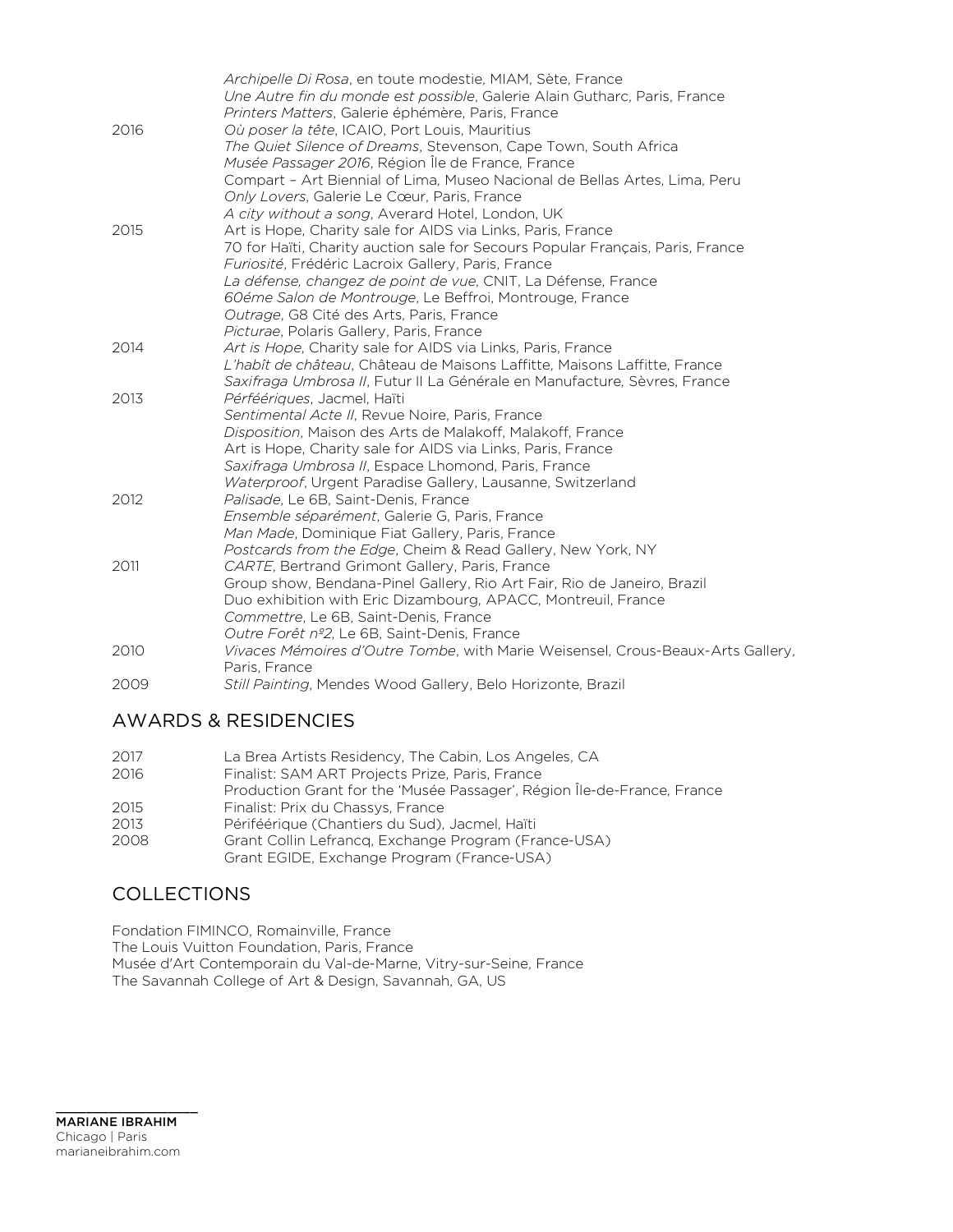| | |
|---|---|
| | *Archipelle Di Rosa*, en toute modestie, MIAM, Sète, France |
| | *Une Autre fin du monde est possible*, Galerie Alain Gutharc, Paris, France |
| | *Printers Matters*, Galerie éphémère, Paris, France |
| 2016 | *Où poser la tête*, ICAIO, Port Louis, Mauritius |
| | *The Quiet Silence of Dreams*, Stevenson, Cape Town, South Africa |
| | *Musée Passager 2016*, Région Île de France, France |
| | Compart – Art Biennial of Lima, Museo Nacional de Bellas Artes, Lima, Peru |
| | *Only Lovers*, Galerie Le Cœur, Paris, France |
| | *A city without a song*, Averard Hotel, London, UK |
| 2015 | Art is Hope, Charity sale for AIDS via Links, Paris, France |
| | 70 for Haïti, Charity auction sale for Secours Popular Français, Paris, France |
| | *Furiosité*, Frédéric Lacroix Gallery, Paris, France |
| | *La défense, changez de point de vue*, CNIT, La Défense, France |
| | *60éme Salon de Montrouge*, Le Beffroi, Montrouge, France |
| | *Outrage*, G8 Cité des Arts, Paris, France |
| | *Picturae*, Polaris Gallery, Paris, France |
| 2014 | *Art is Hope*, Charity sale for AIDS via Links, Paris, France |
| | *L'habît de château*, Château de Maisons Laffitte, Maisons Laffitte, France |
| | *Saxifraga Umbrosa II*, Futur II La Générale en Manufacture, Sèvres, France |
| 2013 | *Pérféériques*, Jacmel, Haïti |
| | *Sentimental Acte II*, Revue Noire, Paris, France |
| | *Disposition*, Maison des Arts de Malakoff, Malakoff, France |
| | Art is Hope, Charity sale for AIDS via Links, Paris, France |
| | *Saxifraga Umbrosa II*, Espace Lhomond, Paris, France |
| | *Waterproof*, Urgent Paradise Gallery, Lausanne, Switzerland |
| 2012 | *Palisade*, Le 6B, Saint-Denis, France |
| | *Ensemble séparément*, Galerie G, Paris, France |
| | *Man Made*, Dominique Fiat Gallery, Paris, France |
| | *Postcards from the Edge*, Cheim & Read Gallery, New York, NY |
| 2011 | *CARTE*, Bertrand Grimont Gallery, Paris, France |
| | Group show, Bendana-Pinel Gallery, Rio Art Fair, Rio de Janeiro, Brazil |
| | Duo exhibition with Eric Dizambourg, APACC, Montreuil, France |
| | *Commettre*, Le 6B, Saint-Denis, France |
| | *Outre Forêt nº2*, Le 6B, Saint-Denis, France |
| 2010 | *Vivaces Mémoires d'Outre Tombe*, with Marie Weisensel, Crous-Beaux-Arts Gallery, Paris, France |
| 2009 | *Still Painting*, Mendes Wood Gallery, Belo Horizonte, Brazil |

## AWARDS & RESIDENCIES

| | |
|---|---|
| 2017 | La Brea Artists Residency, The Cabin, Los Angeles, CA |
| 2016 | Finalist: SAM ART Projects Prize, Paris, France |
| | Production Grant for the 'Musée Passager', Région Île-de-France, France |
| 2015 | Finalist: Prix du Chassys, France |
| 2013 | Périfééérique (Chantiers du Sud), Jacmel, Haïti |
| 2008 | Grant Collin Lefrancq, Exchange Program (France-USA) |
| | Grant EGIDE, Exchange Program (France-USA) |

## COLLECTIONS

Fondation FIMINCO, Romainville, France
The Louis Vuitton Foundation, Paris, France
Musée d'Art Contemporain du Val-de-Marne, Vitry-sur-Seine, France
The Savannah College of Art & Design, Savannah, GA, US